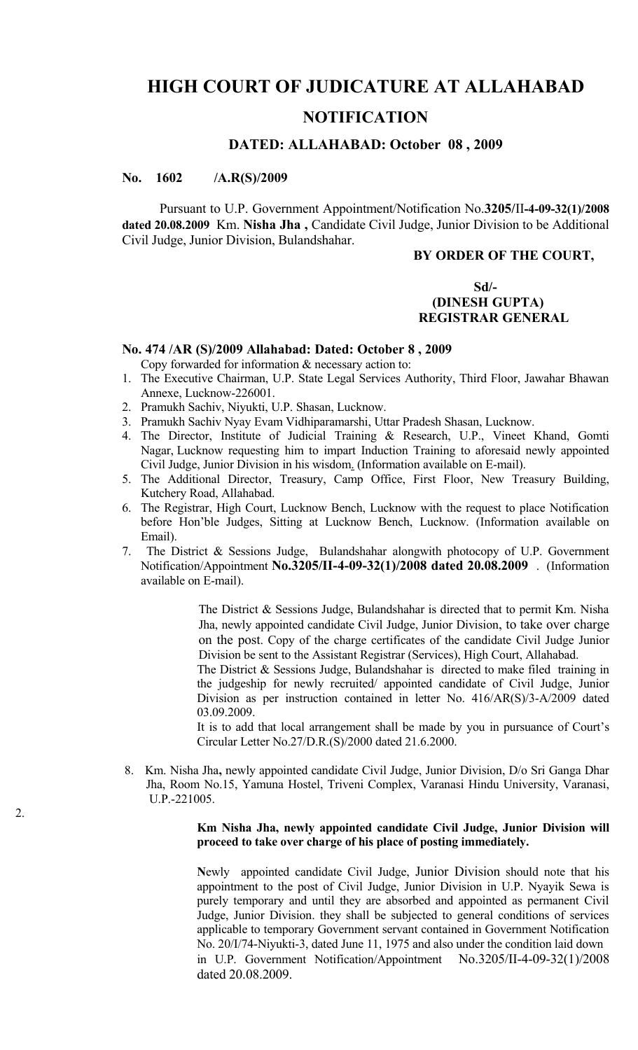# HIGH COURT OF JUDICATURE AT ALLAHABAD

## NOTIFICATION

### DATED: ALLAHABAD: October 08 , 2009

**No. 1602 /A.R(S)/2009**

Pursuant to U.P. Government Appointment/Notification No.**3205/II-4-09-32(1)/2008 dated 20.08.2009** Km. **Nisha Jha ,** Candidate Civil Judge, Junior Division to be Additional Civil Judge, Junior Division, Bulandshahar.

**BY ORDER OF THE COURT,**

**Sd/-**
**(DINESH GUPTA)**
**REGISTRAR GENERAL**

**No. 474 /AR (S)/2009 Allahabad: Dated: October 8 , 2009**

Copy forwarded for information & necessary action to:

1. The Executive Chairman, U.P. State Legal Services Authority, Third Floor, Jawahar Bhawan Annexe, Lucknow-226001.
2. Pramukh Sachiv, Niyukti, U.P. Shasan, Lucknow.
3. Pramukh Sachiv Nyay Evam Vidhiparamarshi, Uttar Pradesh Shasan, Lucknow.
4. The Director, Institute of Judicial Training & Research, U.P., Vineet Khand, Gomti Nagar, Lucknow requesting him to impart Induction Training to aforesaid newly appointed Civil Judge, Junior Division in his wisdom. (Information available on E-mail).
5. The Additional Director, Treasury, Camp Office, First Floor, New Treasury Building, Kutchery Road, Allahabad.
6. The Registrar, High Court, Lucknow Bench, Lucknow with the request to place Notification before Hon'ble Judges, Sitting at Lucknow Bench, Lucknow. (Information available on Email).
7. The District & Sessions Judge, Bulandshahar alongwith photocopy of U.P. Government Notification/Appointment **No.3205/II-4-09-32(1)/2008 dated 20.08.2009** . (Information available on E-mail).

   The District & Sessions Judge, Bulandshahar is directed that to permit Km. Nisha Jha, newly appointed candidate Civil Judge, Junior Division, to take over charge on the post. Copy of the charge certificates of the candidate Civil Judge Junior Division be sent to the Assistant Registrar (Services), High Court, Allahabad.

   The District & Sessions Judge, Bulandshahar is directed to make filed training in the judgeship for newly recruited/ appointed candidate of Civil Judge, Junior Division as per instruction contained in letter No. 416/AR(S)/3-A/2009 dated 03.09.2009.

   It is to add that local arrangement shall be made by you in pursuance of Court's Circular Letter No.27/D.R.(S)/2000 dated 21.6.2000.

8. Km. Nisha Jha**,** newly appointed candidate Civil Judge, Junior Division, D/o Sri Ganga Dhar Jha, Room No.15, Yamuna Hostel, Triveni Complex, Varanasi Hindu University, Varanasi, U.P.-221005.

   **Km Nisha Jha, newly appointed candidate Civil Judge, Junior Division will proceed to take over charge of his place of posting immediately.**

   **N**ewly appointed candidate Civil Judge, Junior Division should note that his appointment to the post of Civil Judge, Junior Division in U.P. Nyayik Sewa is purely temporary and until they are absorbed and appointed as permanent Civil Judge, Junior Division. they shall be subjected to general conditions of services applicable to temporary Government servant contained in Government Notification No. 20/I/74-Niyukti-3, dated June 11, 1975 and also under the condition laid down in U.P. Government Notification/Appointment No.3205/II-4-09-32(1)/2008 dated 20.08.2009.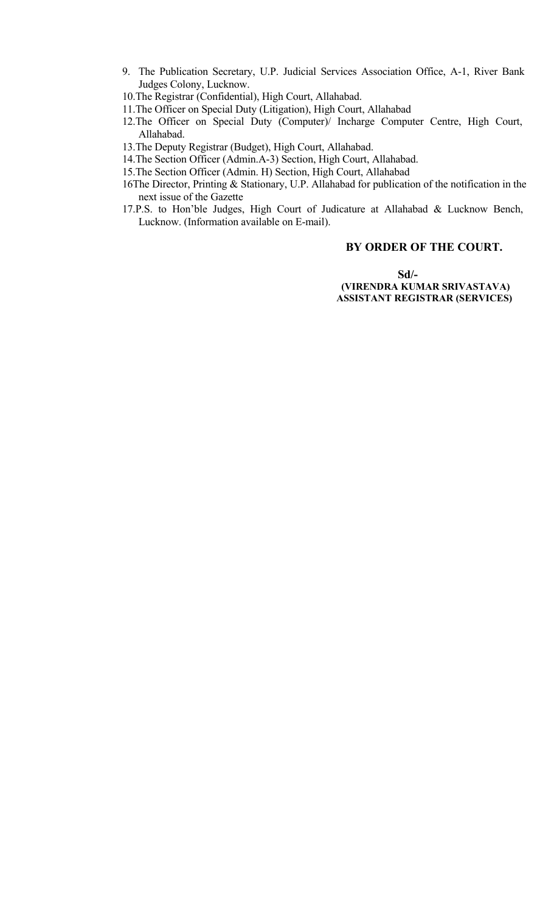9. The Publication Secretary, U.P. Judicial Services Association Office, A-1, River Bank Judges Colony, Lucknow.
10. The Registrar (Confidential), High Court, Allahabad.
11. The Officer on Special Duty (Litigation), High Court, Allahabad
12. The Officer on Special Duty (Computer)/ Incharge Computer Centre, High Court, Allahabad.
13. The Deputy Registrar (Budget), High Court, Allahabad.
14. The Section Officer (Admin.A-3) Section, High Court, Allahabad.
15. The Section Officer (Admin. H) Section, High Court, Allahabad
16. The Director, Printing & Stationary, U.P. Allahabad for publication of the notification in the next issue of the Gazette
17. P.S. to Hon'ble Judges, High Court of Judicature at Allahabad & Lucknow Bench, Lucknow. (Information available on E-mail).

**BY ORDER OF THE COURT.**

**Sd/-**
**(VIRENDRA KUMAR SRIVASTAVA)**
**ASSISTANT REGISTRAR (SERVICES)**